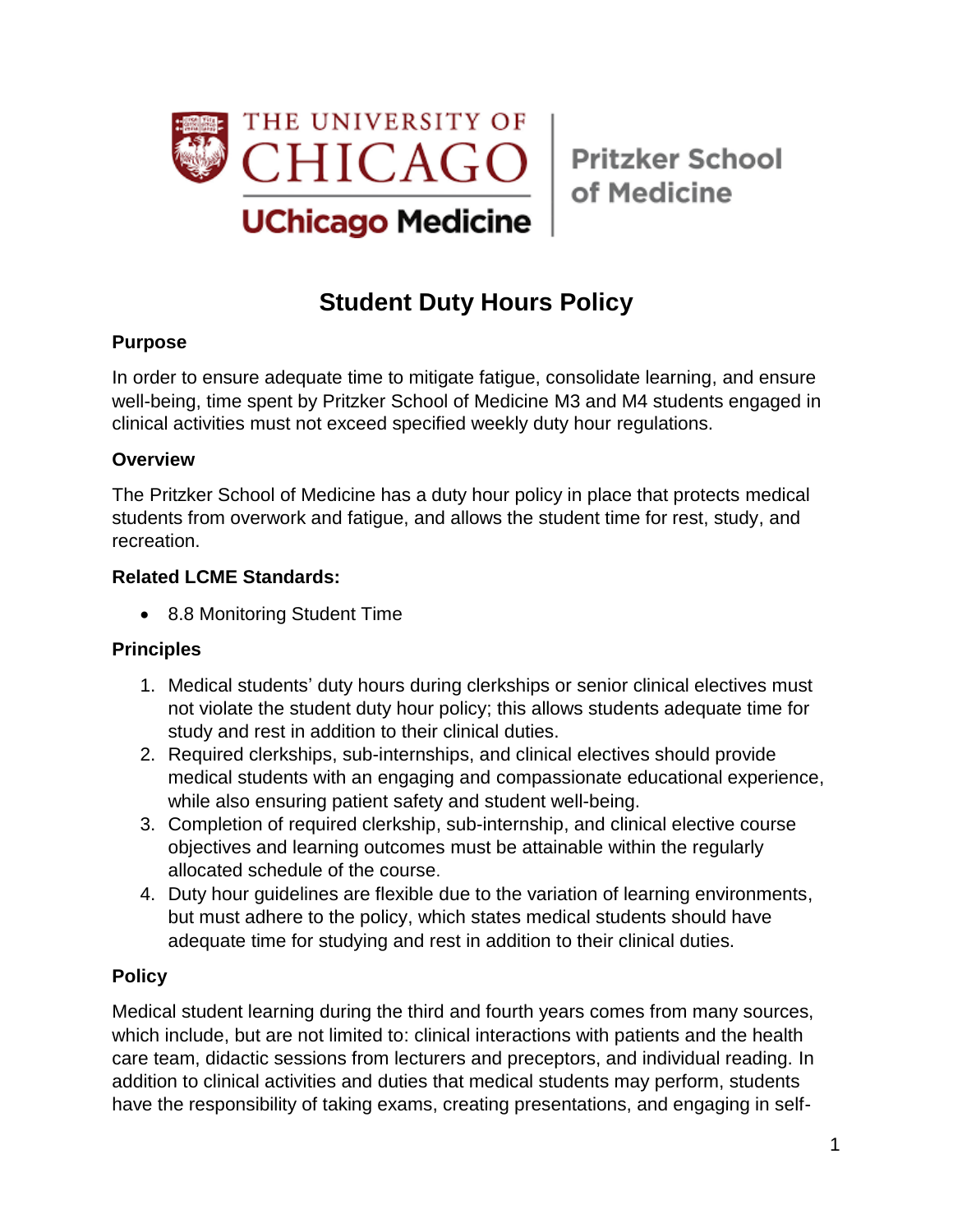# Student Duty Hours Policy

## Purpose

In order to ensure adequate time to mitigate fatigue, consolidate learning, and ensure well-being, time spent by Pritzker School of Medicine M3 and M4 students engaged in clinical activities must not exceed specified weekly duty hour regulations.

## Overview

The Pritzker School of Medicine has a duty hour policy in place that protects medical students from overwork and fatigue, and allows the student time for rest, study, and recreation.

## Related LCME Standards:

- 8.8 Monitoring Student Time

## Principles

1. Medical students' duty hours during clerkships or senior clinical electives must not violate the student duty hour policy; this allows students adequate time for study and rest in addition to their clinical duties.
2. Required clerkships, sub-internships, and clinical electives should provide medical students with an engaging and compassionate educational experience, while also ensuring patient safety and student well-being.
3. Completion of required clerkship, sub-internship, and clinical elective course objectives and learning outcomes must be attainable within the regularly allocated schedule of the course.
4. Duty hour guidelines are flexible due to the variation of learning environments, but must adhere to the policy, which states medical students should have adequate time for studying and rest in addition to their clinical duties.

## Policy

Medical student learning during the third and fourth years comes from many sources, which include, but are not limited to: clinical interactions with patients and the health care team, didactic sessions from lecturers and preceptors, and individual reading. In addition to clinical activities and duties that medical students may perform, students have the responsibility of taking exams, creating presentations, and engaging in self-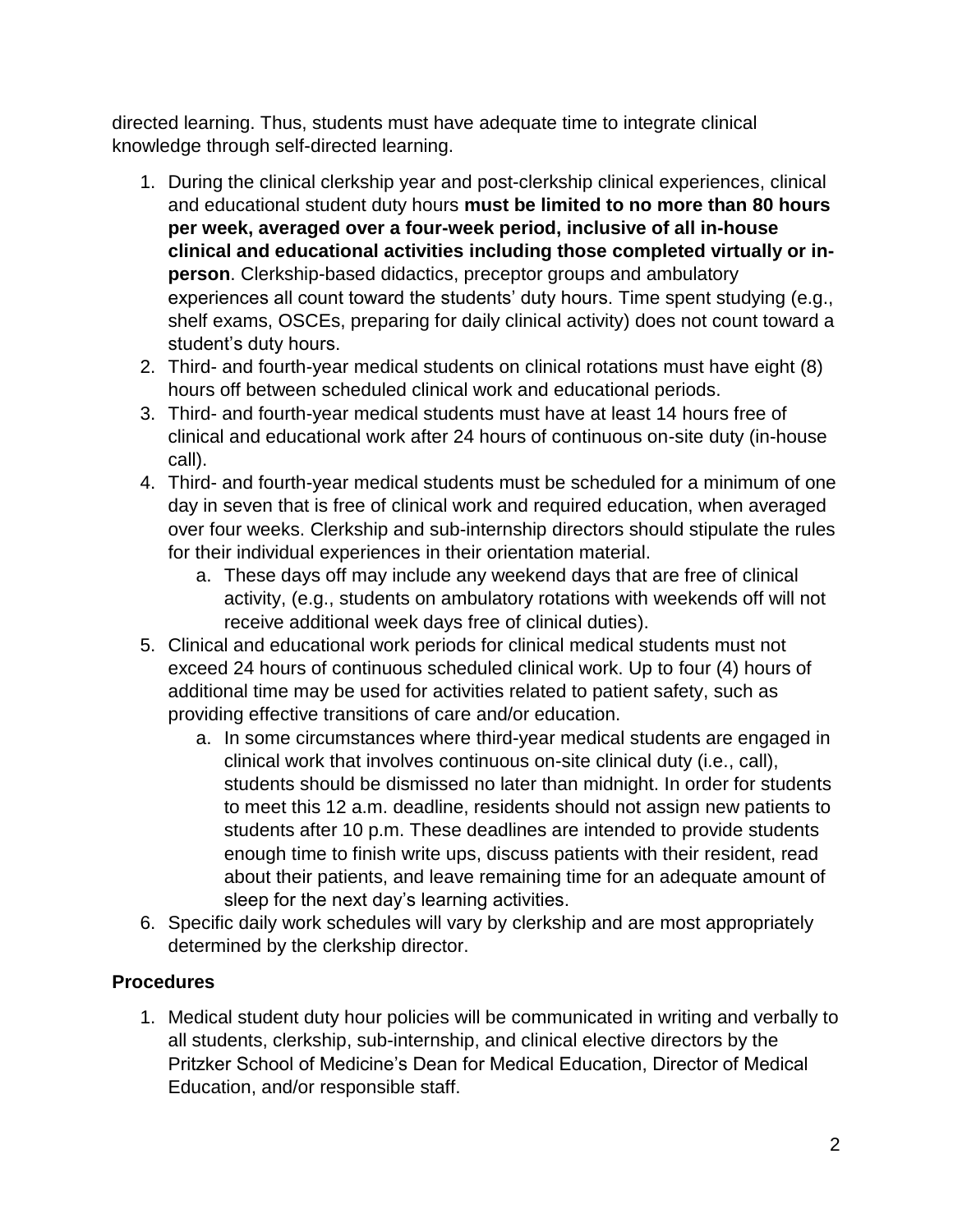directed learning. Thus, students must have adequate time to integrate clinical knowledge through self-directed learning.

1. During the clinical clerkship year and post-clerkship clinical experiences, clinical and educational student duty hours **must be limited to no more than 80 hours per week, averaged over a four-week period, inclusive of all in-house clinical and educational activities including those completed virtually or in-person**. Clerkship-based didactics, preceptor groups and ambulatory experiences all count toward the students' duty hours. Time spent studying (e.g., shelf exams, OSCEs, preparing for daily clinical activity) does not count toward a student's duty hours.
2. Third- and fourth-year medical students on clinical rotations must have eight (8) hours off between scheduled clinical work and educational periods.
3. Third- and fourth-year medical students must have at least 14 hours free of clinical and educational work after 24 hours of continuous on-site duty (in-house call).
4. Third- and fourth-year medical students must be scheduled for a minimum of one day in seven that is free of clinical work and required education, when averaged over four weeks. Clerkship and sub-internship directors should stipulate the rules for their individual experiences in their orientation material.
    a. These days off may include any weekend days that are free of clinical activity, (e.g., students on ambulatory rotations with weekends off will not receive additional week days free of clinical duties).
5. Clinical and educational work periods for clinical medical students must not exceed 24 hours of continuous scheduled clinical work. Up to four (4) hours of additional time may be used for activities related to patient safety, such as providing effective transitions of care and/or education.
    a. In some circumstances where third-year medical students are engaged in clinical work that involves continuous on-site clinical duty (i.e., call), students should be dismissed no later than midnight. In order for students to meet this 12 a.m. deadline, residents should not assign new patients to students after 10 p.m. These deadlines are intended to provide students enough time to finish write ups, discuss patients with their resident, read about their patients, and leave remaining time for an adequate amount of sleep for the next day's learning activities.
6. Specific daily work schedules will vary by clerkship and are most appropriately determined by the clerkship director.

### Procedures

1. Medical student duty hour policies will be communicated in writing and verbally to all students, clerkship, sub-internship, and clinical elective directors by the Pritzker School of Medicine's Dean for Medical Education, Director of Medical Education, and/or responsible staff.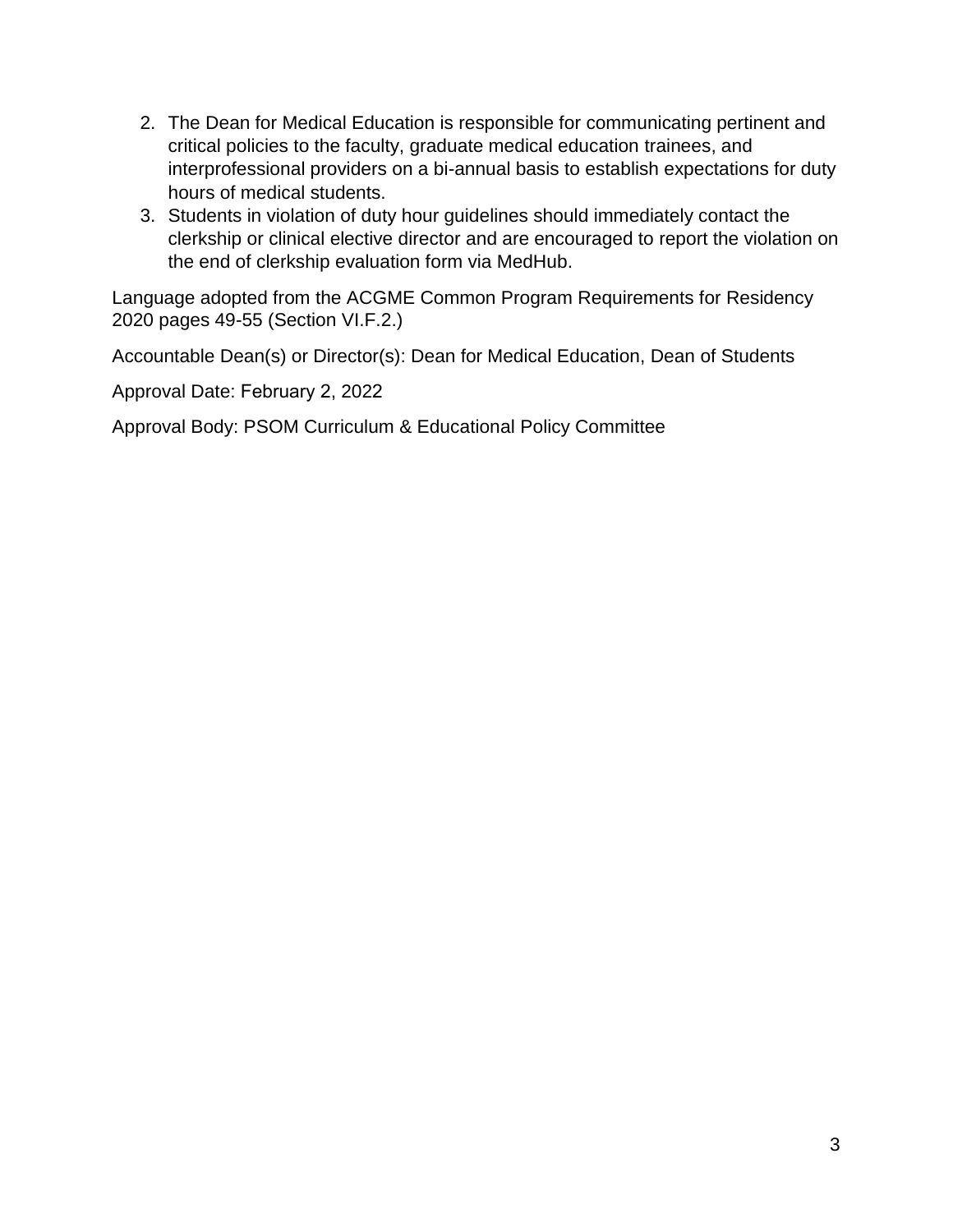2. The Dean for Medical Education is responsible for communicating pertinent and critical policies to the faculty, graduate medical education trainees, and interprofessional providers on a bi-annual basis to establish expectations for duty hours of medical students.
3. Students in violation of duty hour guidelines should immediately contact the clerkship or clinical elective director and are encouraged to report the violation on the end of clerkship evaluation form via MedHub.

Language adopted from the ACGME Common Program Requirements for Residency 2020 pages 49-55 (Section VI.F.2.)

Accountable Dean(s) or Director(s): Dean for Medical Education, Dean of Students

Approval Date: February 2, 2022

Approval Body: PSOM Curriculum & Educational Policy Committee